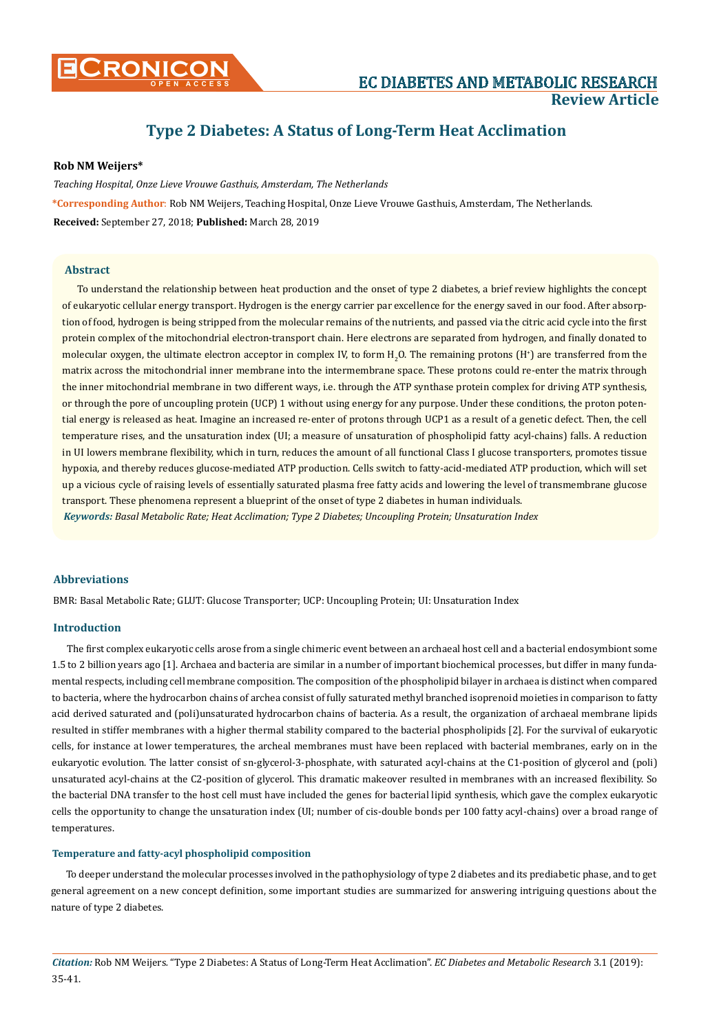# Type 2 Diabetes: A Status of Long-Term Heat Acclimation

**Rob NM Weijers***

*Teaching Hospital, Onze Lieve Vrouwe Gasthuis, Amsterdam, The Netherlands*

***Corresponding Author**: Rob NM Weijers, Teaching Hospital, Onze Lieve Vrouwe Gasthuis, Amsterdam, The Netherlands.

**Received:** September 27, 2018; **Published:** March 28, 2019

## Abstract

To understand the relationship between heat production and the onset of type 2 diabetes, a brief review highlights the concept of eukaryotic cellular energy transport. Hydrogen is the energy carrier par excellence for the energy saved in our food. After absorption of food, hydrogen is being stripped from the molecular remains of the nutrients, and passed via the citric acid cycle into the first protein complex of the mitochondrial electron-transport chain. Here electrons are separated from hydrogen, and finally donated to molecular oxygen, the ultimate electron acceptor in complex IV, to form $H_2O$. The remaining protons ($H^+$) are transferred from the matrix across the mitochondrial inner membrane into the intermembrane space. These protons could re-enter the matrix through the inner mitochondrial membrane in two different ways, i.e. through the ATP synthase protein complex for driving ATP synthesis, or through the pore of uncoupling protein (UCP) 1 without using energy for any purpose. Under these conditions, the proton potential energy is released as heat. Imagine an increased re-enter of protons through UCP1 as a result of a genetic defect. Then, the cell temperature rises, and the unsaturation index (UI; a measure of unsaturation of phospholipid fatty acyl-chains) falls. A reduction in UI lowers membrane flexibility, which in turn, reduces the amount of all functional Class I glucose transporters, promotes tissue hypoxia, and thereby reduces glucose-mediated ATP production. Cells switch to fatty-acid-mediated ATP production, which will set up a vicious cycle of raising levels of essentially saturated plasma free fatty acids and lowering the level of transmembrane glucose transport. These phenomena represent a blueprint of the onset of type 2 diabetes in human individuals.

***Keywords:*** *Basal Metabolic Rate; Heat Acclimation; Type 2 Diabetes; Uncoupling Protein; Unsaturation Index*

## Abbreviations

BMR: Basal Metabolic Rate; GLUT: Glucose Transporter; UCP: Uncoupling Protein; UI: Unsaturation Index

## Introduction

The first complex eukaryotic cells arose from a single chimeric event between an archaeal host cell and a bacterial endosymbiont some 1.5 to 2 billion years ago [1]. Archaea and bacteria are similar in a number of important biochemical processes, but differ in many fundamental respects, including cell membrane composition. The composition of the phospholipid bilayer in archaea is distinct when compared to bacteria, where the hydrocarbon chains of archea consist of fully saturated methyl branched isoprenoid moieties in comparison to fatty acid derived saturated and (poli)unsaturated hydrocarbon chains of bacteria. As a result, the organization of archaeal membrane lipids resulted in stiffer membranes with a higher thermal stability compared to the bacterial phospholipids [2]. For the survival of eukaryotic cells, for instance at lower temperatures, the archeal membranes must have been replaced with bacterial membranes, early on in the eukaryotic evolution. The latter consist of sn-glycerol-3-phosphate, with saturated acyl-chains at the C1-position of glycerol and (poli) unsaturated acyl-chains at the C2-position of glycerol. This dramatic makeover resulted in membranes with an increased flexibility. So the bacterial DNA transfer to the host cell must have included the genes for bacterial lipid synthesis, which gave the complex eukaryotic cells the opportunity to change the unsaturation index (UI; number of cis-double bonds per 100 fatty acyl-chains) over a broad range of temperatures.

### Temperature and fatty-acyl phospholipid composition

To deeper understand the molecular processes involved in the pathophysiology of type 2 diabetes and its prediabetic phase, and to get general agreement on a new concept definition, some important studies are summarized for answering intriguing questions about the nature of type 2 diabetes.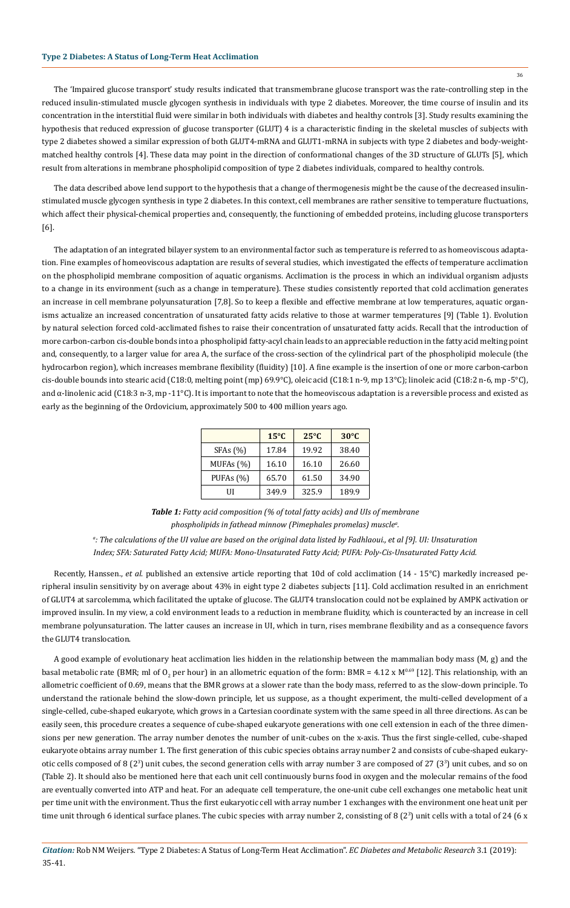The 'Impaired glucose transport' study results indicated that transmembrane glucose transport was the rate-controlling step in the reduced insulin-stimulated muscle glycogen synthesis in individuals with type 2 diabetes. Moreover, the time course of insulin and its concentration in the interstitial fluid were similar in both individuals with diabetes and healthy controls [3]. Study results examining the hypothesis that reduced expression of glucose transporter (GLUT) 4 is a characteristic finding in the skeletal muscles of subjects with type 2 diabetes showed a similar expression of both GLUT4-mRNA and GLUT1-mRNA in subjects with type 2 diabetes and body-weight-matched healthy controls [4]. These data may point in the direction of conformational changes of the 3D structure of GLUTs [5], which result from alterations in membrane phospholipid composition of type 2 diabetes individuals, compared to healthy controls.

The data described above lend support to the hypothesis that a change of thermogenesis might be the cause of the decreased insulin-stimulated muscle glycogen synthesis in type 2 diabetes. In this context, cell membranes are rather sensitive to temperature fluctuations, which affect their physical-chemical properties and, consequently, the functioning of embedded proteins, including glucose transporters [6].

The adaptation of an integrated bilayer system to an environmental factor such as temperature is referred to as homeoviscous adaptation. Fine examples of homeoviscous adaptation are results of several studies, which investigated the effects of temperature acclimation on the phospholipid membrane composition of aquatic organisms. Acclimation is the process in which an individual organism adjusts to a change in its environment (such as a change in temperature). These studies consistently reported that cold acclimation generates an increase in cell membrane polyunsaturation [7,8]. So to keep a flexible and effective membrane at low temperatures, aquatic organisms actualize an increased concentration of unsaturated fatty acids relative to those at warmer temperatures [9] (Table 1). Evolution by natural selection forced cold-acclimated fishes to raise their concentration of unsaturated fatty acids. Recall that the introduction of more carbon-carbon cis-double bonds into a phospholipid fatty-acyl chain leads to an appreciable reduction in the fatty acid melting point and, consequently, to a larger value for area A, the surface of the cross-section of the cylindrical part of the phospholipid molecule (the hydrocarbon region), which increases membrane flexibility (fluidity) [10]. A fine example is the insertion of one or more carbon-carbon cis-double bounds into stearic acid (C18:0, melting point (mp) 69.9°C), oleic acid (C18:1 n-9, mp 13°C); linoleic acid (C18:2 n-6, mp -5°C), and α-linolenic acid (C18:3 n-3, mp -11°C). It is important to note that the homeoviscous adaptation is a reversible process and existed as early as the beginning of the Ordovicium, approximately 500 to 400 million years ago.

| | 15°C | 25°C | 30°C |
|---|---|---|---|
| SFAs (%) | 17.84 | 19.92 | 38.40 |
| MUFAs (%) | 16.10 | 16.10 | 26.60 |
| PUFAs (%) | 65.70 | 61.50 | 34.90 |
| UI | 349.9 | 325.9 | 189.9 |

***Table 1:** Fatty acid composition (% of total fatty acids) and UIs of membrane phospholipids in fathead minnow (Pimephales promelas) muscle[a].*

*[a]: The calculations of the UI value are based on the original data listed by Fadhlaoui., et al [9]. UI: Unsaturation Index; SFA: Saturated Fatty Acid; MUFA: Mono-Unsaturated Fatty Acid; PUFA: Poly-Cis-Unsaturated Fatty Acid.*

Recently, Hanssen., *et al.* published an extensive article reporting that 10d of cold acclimation (14 - 15°C) markedly increased peripheral insulin sensitivity by on average about 43% in eight type 2 diabetes subjects [11]. Cold acclimation resulted in an enrichment of GLUT4 at sarcolemma, which facilitated the uptake of glucose. The GLUT4 translocation could not be explained by AMPK activation or improved insulin. In my view, a cold environment leads to a reduction in membrane fluidity, which is counteracted by an increase in cell membrane polyunsaturation. The latter causes an increase in UI, which in turn, rises membrane flexibility and as a consequence favors the GLUT4 translocation.

A good example of evolutionary heat acclimation lies hidden in the relationship between the mammalian body mass (M, g) and the basal metabolic rate (BMR; ml of $O_2$ per hour) in an allometric equation of the form: $BMR = 4.12 \times M^{0.69}$ [12]. This relationship, with an allometric coefficient of 0.69, means that the BMR grows at a slower rate than the body mass, referred to as the slow-down principle. To understand the rationale behind the slow-down principle, let us suppose, as a thought experiment, the multi-celled development of a single-celled, cube-shaped eukaryote, which grows in a Cartesian coordinate system with the same speed in all three directions. As can be easily seen, this procedure creates a sequence of cube-shaped eukaryote generations with one cell extension in each of the three dimensions per new generation. The array number denotes the number of unit-cubes on the x-axis. Thus the first single-celled, cube-shaped eukaryote obtains array number 1. The first generation of this cubic species obtains array number 2 and consists of cube-shaped eukaryotic cells composed of 8 ($2^3$) unit cubes, the second generation cells with array number 3 are composed of 27 ($3^3$) unit cubes, and so on (Table 2). It should also be mentioned here that each unit cell continuously burns food in oxygen and the molecular remains of the food are eventually converted into ATP and heat. For an adequate cell temperature, the one-unit cube cell exchanges one metabolic heat unit per time unit with the environment. Thus the first eukaryotic cell with array number 1 exchanges with the environment one heat unit per time unit through 6 identical surface planes. The cubic species with array number 2, consisting of 8 ($2^3$) unit cells with a total of 24 (6 x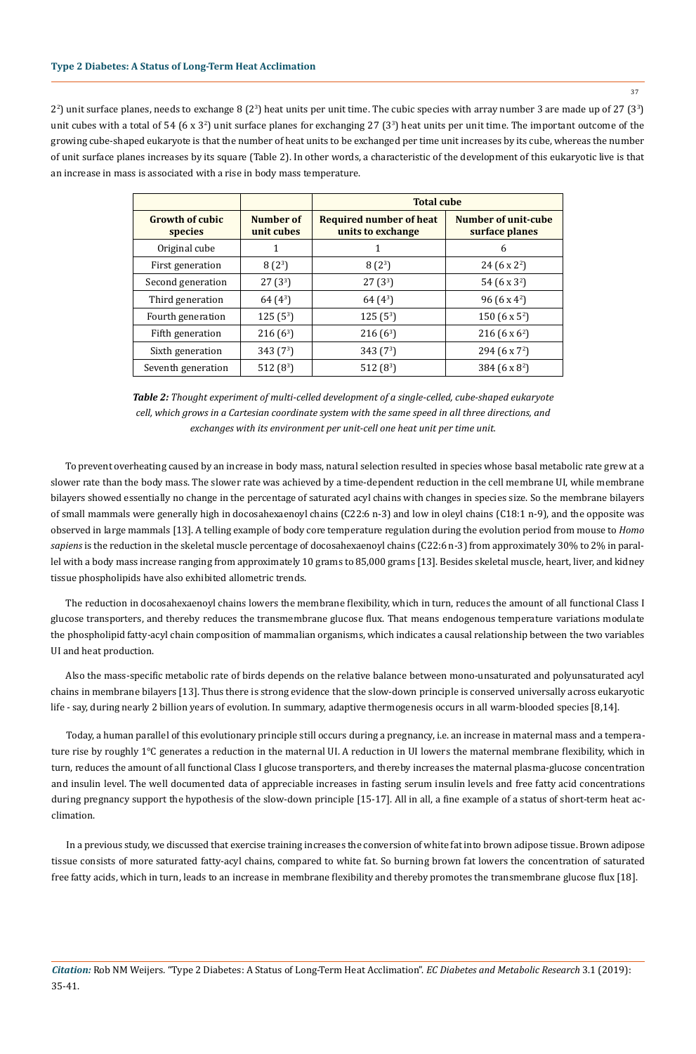$2^2$) unit surface planes, needs to exchange 8 ($2^3$) heat units per unit time. The cubic species with array number 3 are made up of 27 ($3^3$) unit cubes with a total of 54 (6 x $3^2$) unit surface planes for exchanging 27 ($3^3$) heat units per unit time. The important outcome of the growing cube-shaped eukaryote is that the number of heat units to be exchanged per time unit increases by its cube, whereas the number of unit surface planes increases by its square (Table 2). In other words, a characteristic of the development of this eukaryotic live is that an increase in mass is associated with a rise in body mass temperature.

| | | Total cube | |
|---|---|---|---|
| **Growth of cubic species** | **Number of unit cubes** | **Required number of heat units to exchange** | **Number of unit-cube surface planes** |
| Original cube | 1 | 1 | 6 |
| First generation | 8 ($2^3$) | 8 ($2^3$) | 24 (6 x $2^2$) |
| Second generation | 27 ($3^3$) | 27 ($3^3$) | 54 (6 x $3^2$) |
| Third generation | 64 ($4^3$) | 64 ($4^3$) | 96 (6 x $4^2$) |
| Fourth generation | 125 ($5^3$) | 125 ($5^3$) | 150 (6 x $5^2$) |
| Fifth generation | 216 ($6^3$) | 216 ($6^3$) | 216 (6 x $6^2$) |
| Sixth generation | 343 ($7^3$) | 343 ($7^3$) | 294 (6 x $7^2$) |
| Seventh generation | 512 ($8^3$) | 512 ($8^3$) | 384 (6 x $8^2$) |

***Table 2:*** *Thought experiment of multi-celled development of a single-celled, cube-shaped eukaryote cell, which grows in a Cartesian coordinate system with the same speed in all three directions, and exchanges with its environment per unit-cell one heat unit per time unit.*

To prevent overheating caused by an increase in body mass, natural selection resulted in species whose basal metabolic rate grew at a slower rate than the body mass. The slower rate was achieved by a time-dependent reduction in the cell membrane UI, while membrane bilayers showed essentially no change in the percentage of saturated acyl chains with changes in species size. So the membrane bilayers of small mammals were generally high in docosahexaenoyl chains (C22:6 n-3) and low in oleyl chains (C18:1 n-9), and the opposite was observed in large mammals [13]. A telling example of body core temperature regulation during the evolution period from mouse to *Homo sapiens* is the reduction in the skeletal muscle percentage of docosahexaenoyl chains (C22:6 n-3) from approximately 30% to 2% in parallel with a body mass increase ranging from approximately 10 grams to 85,000 grams [13]. Besides skeletal muscle, heart, liver, and kidney tissue phospholipids have also exhibited allometric trends.

The reduction in docosahexaenoyl chains lowers the membrane flexibility, which in turn, reduces the amount of all functional Class I glucose transporters, and thereby reduces the transmembrane glucose flux. That means endogenous temperature variations modulate the phospholipid fatty-acyl chain composition of mammalian organisms, which indicates a causal relationship between the two variables UI and heat production.

Also the mass-specific metabolic rate of birds depends on the relative balance between mono-unsaturated and polyunsaturated acyl chains in membrane bilayers [13]. Thus there is strong evidence that the slow-down principle is conserved universally across eukaryotic life - say, during nearly 2 billion years of evolution. In summary, adaptive thermogenesis occurs in all warm-blooded species [8,14].

Today, a human parallel of this evolutionary principle still occurs during a pregnancy, i.e. an increase in maternal mass and a temperature rise by roughly 1°C generates a reduction in the maternal UI. A reduction in UI lowers the maternal membrane flexibility, which in turn, reduces the amount of all functional Class I glucose transporters, and thereby increases the maternal plasma-glucose concentration and insulin level. The well documented data of appreciable increases in fasting serum insulin levels and free fatty acid concentrations during pregnancy support the hypothesis of the slow-down principle [15-17]. All in all, a fine example of a status of short-term heat acclimation.

In a previous study, we discussed that exercise training increases the conversion of white fat into brown adipose tissue. Brown adipose tissue consists of more saturated fatty-acyl chains, compared to white fat. So burning brown fat lowers the concentration of saturated free fatty acids, which in turn, leads to an increase in membrane flexibility and thereby promotes the transmembrane glucose flux [18].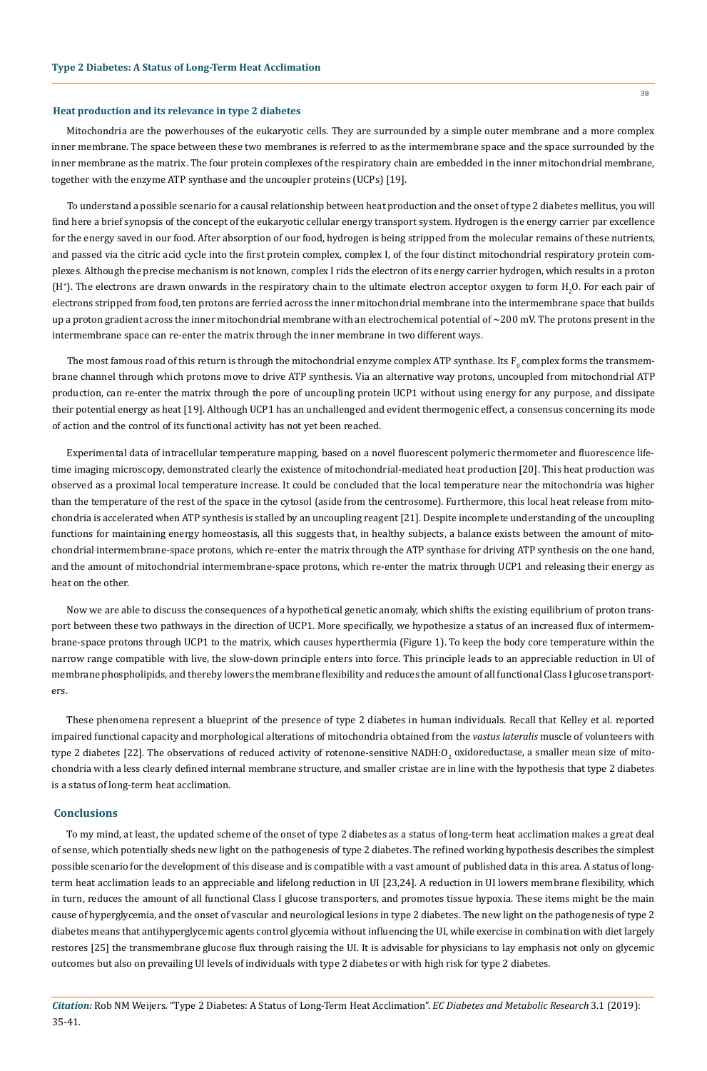### Heat production and its relevance in type 2 diabetes

Mitochondria are the powerhouses of the eukaryotic cells. They are surrounded by a simple outer membrane and a more complex inner membrane. The space between these two membranes is referred to as the intermembrane space and the space surrounded by the inner membrane as the matrix. The four protein complexes of the respiratory chain are embedded in the inner mitochondrial membrane, together with the enzyme ATP synthase and the uncoupler proteins (UCPs) [19].

To understand a possible scenario for a causal relationship between heat production and the onset of type 2 diabetes mellitus, you will find here a brief synopsis of the concept of the eukaryotic cellular energy transport system. Hydrogen is the energy carrier par excellence for the energy saved in our food. After absorption of our food, hydrogen is being stripped from the molecular remains of these nutrients, and passed via the citric acid cycle into the first protein complex, complex I, of the four distinct mitochondrial respiratory protein complexes. Although the precise mechanism is not known, complex I rids the electron of its energy carrier hydrogen, which results in a proton ($H^+$). The electrons are drawn onwards in the respiratory chain to the ultimate electron acceptor oxygen to form $H_2O$. For each pair of electrons stripped from food, ten protons are ferried across the inner mitochondrial membrane into the intermembrane space that builds up a proton gradient across the inner mitochondrial membrane with an electrochemical potential of ~200 mV. The protons present in the intermembrane space can re-enter the matrix through the inner membrane in two different ways.

The most famous road of this return is through the mitochondrial enzyme complex ATP synthase. Its $F_0$ complex forms the transmembrane channel through which protons move to drive ATP synthesis. Via an alternative way protons, uncoupled from mitochondrial ATP production, can re-enter the matrix through the pore of uncoupling protein UCP1 without using energy for any purpose, and dissipate their potential energy as heat [19]. Although UCP1 has an unchallenged and evident thermogenic effect, a consensus concerning its mode of action and the control of its functional activity has not yet been reached.

Experimental data of intracellular temperature mapping, based on a novel fluorescent polymeric thermometer and fluorescence lifetime imaging microscopy, demonstrated clearly the existence of mitochondrial-mediated heat production [20]. This heat production was observed as a proximal local temperature increase. It could be concluded that the local temperature near the mitochondria was higher than the temperature of the rest of the space in the cytosol (aside from the centrosome). Furthermore, this local heat release from mitochondria is accelerated when ATP synthesis is stalled by an uncoupling reagent [21]. Despite incomplete understanding of the uncoupling functions for maintaining energy homeostasis, all this suggests that, in healthy subjects, a balance exists between the amount of mitochondrial intermembrane-space protons, which re-enter the matrix through the ATP synthase for driving ATP synthesis on the one hand, and the amount of mitochondrial intermembrane-space protons, which re-enter the matrix through UCP1 and releasing their energy as heat on the other.

Now we are able to discuss the consequences of a hypothetical genetic anomaly, which shifts the existing equilibrium of proton transport between these two pathways in the direction of UCP1. More specifically, we hypothesize a status of an increased flux of intermembrane-space protons through UCP1 to the matrix, which causes hyperthermia (Figure 1). To keep the body core temperature within the narrow range compatible with live, the slow-down principle enters into force. This principle leads to an appreciable reduction in UI of membrane phospholipids, and thereby lowers the membrane flexibility and reduces the amount of all functional Class I glucose transporters.

These phenomena represent a blueprint of the presence of type 2 diabetes in human individuals. Recall that Kelley et al. reported impaired functional capacity and morphological alterations of mitochondria obtained from the *vastus lateralis* muscle of volunteers with type 2 diabetes [22]. The observations of reduced activity of rotenone-sensitive NADH:$O_2$ oxidoreductase, a smaller mean size of mitochondria with a less clearly defined internal membrane structure, and smaller cristae are in line with the hypothesis that type 2 diabetes is a status of long-term heat acclimation.

## Conclusions

To my mind, at least, the updated scheme of the onset of type 2 diabetes as a status of long-term heat acclimation makes a great deal of sense, which potentially sheds new light on the pathogenesis of type 2 diabetes. The refined working hypothesis describes the simplest possible scenario for the development of this disease and is compatible with a vast amount of published data in this area. A status of long-term heat acclimation leads to an appreciable and lifelong reduction in UI [23,24]. A reduction in UI lowers membrane flexibility, which in turn, reduces the amount of all functional Class I glucose transporters, and promotes tissue hypoxia. These items might be the main cause of hyperglycemia, and the onset of vascular and neurological lesions in type 2 diabetes. The new light on the pathogenesis of type 2 diabetes means that antihyperglycemic agents control glycemia without influencing the UI, while exercise in combination with diet largely restores [25] the transmembrane glucose flux through raising the UI. It is advisable for physicians to lay emphasis not only on glycemic outcomes but also on prevailing UI levels of individuals with type 2 diabetes or with high risk for type 2 diabetes.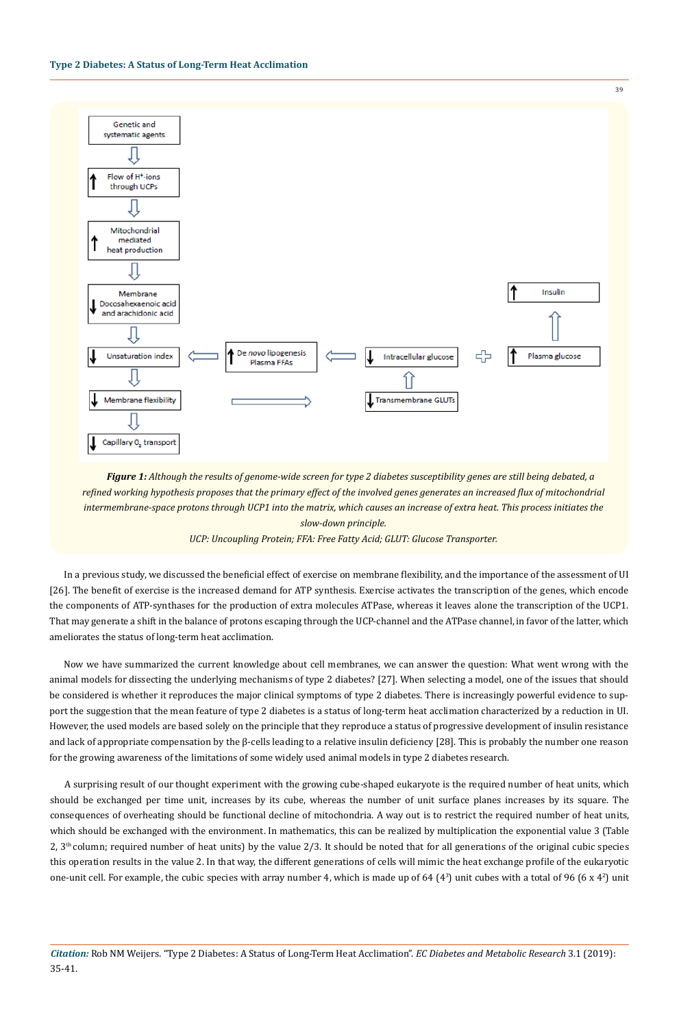**Figure 1:** *Although the results of genome-wide screen for type 2 diabetes susceptibility genes are still being debated, a refined working hypothesis proposes that the primary effect of the involved genes generates an increased flux of mitochondrial intermembrane-space protons through UCP1 into the matrix, which causes an increase of extra heat. This process initiates the slow-down principle.*

*UCP: Uncoupling Protein; FFA: Free Fatty Acid; GLUT: Glucose Transporter.*

In a previous study, we discussed the beneficial effect of exercise on membrane flexibility, and the importance of the assessment of UI [26]. The benefit of exercise is the increased demand for ATP synthesis. Exercise activates the transcription of the genes, which encode the components of ATP-synthases for the production of extra molecules ATPase, whereas it leaves alone the transcription of the UCP1. That may generate a shift in the balance of protons escaping through the UCP-channel and the ATPase channel, in favor of the latter, which ameliorates the status of long-term heat acclimation.

Now we have summarized the current knowledge about cell membranes, we can answer the question: What went wrong with the animal models for dissecting the underlying mechanisms of type 2 diabetes? [27]. When selecting a model, one of the issues that should be considered is whether it reproduces the major clinical symptoms of type 2 diabetes. There is increasingly powerful evidence to support the suggestion that the mean feature of type 2 diabetes is a status of long-term heat acclimation characterized by a reduction in UI. However, the used models are based solely on the principle that they reproduce a status of progressive development of insulin resistance and lack of appropriate compensation by the β-cells leading to a relative insulin deficiency [28]. This is probably the number one reason for the growing awareness of the limitations of some widely used animal models in type 2 diabetes research.

A surprising result of our thought experiment with the growing cube-shaped eukaryote is the required number of heat units, which should be exchanged per time unit, increases by its cube, whereas the number of unit surface planes increases by its square. The consequences of overheating should be functional decline of mitochondria. A way out is to restrict the required number of heat units, which should be exchanged with the environment. In mathematics, this can be realized by multiplication the exponential value 3 (Table 2, 3[th] column; required number of heat units) by the value 2/3. It should be noted that for all generations of the original cubic species this operation results in the value 2. In that way, the different generations of cells will mimic the heat exchange profile of the eukaryotic one-unit cell. For example, the cubic species with array number 4, which is made up of 64 ($4^3$) unit cubes with a total of 96 ($6 \times 4^2$) unit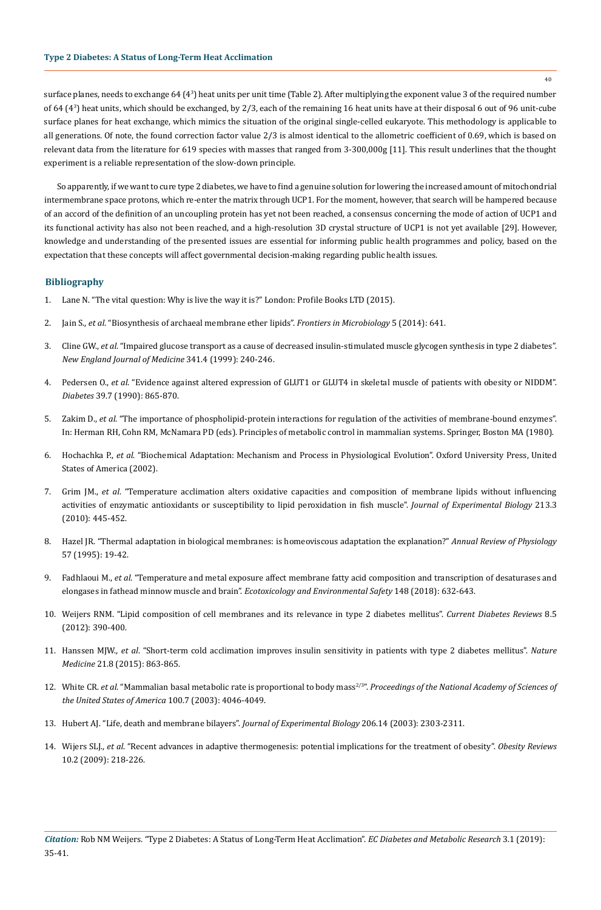surface planes, needs to exchange 64 ($4^3$) heat units per unit time (Table 2). After multiplying the exponent value 3 of the required number of 64 ($4^3$) heat units, which should be exchanged, by 2/3, each of the remaining 16 heat units have at their disposal 6 out of 96 unit-cube surface planes for heat exchange, which mimics the situation of the original single-celled eukaryote. This methodology is applicable to all generations. Of note, the found correction factor value 2/3 is almost identical to the allometric coefficient of 0.69, which is based on relevant data from the literature for 619 species with masses that ranged from 3-300,000g [11]. This result underlines that the thought experiment is a reliable representation of the slow-down principle.

So apparently, if we want to cure type 2 diabetes, we have to find a genuine solution for lowering the increased amount of mitochondrial intermembrane space protons, which re-enter the matrix through UCP1. For the moment, however, that search will be hampered because of an accord of the definition of an uncoupling protein has yet not been reached, a consensus concerning the mode of action of UCP1 and its functional activity has also not been reached, and a high-resolution 3D crystal structure of UCP1 is not yet available [29]. However, knowledge and understanding of the presented issues are essential for informing public health programmes and policy, based on the expectation that these concepts will affect governmental decision-making regarding public health issues.

## Bibliography

1. Lane N. "The vital question: Why is live the way it is?" London: Profile Books LTD (2015).
2. Jain S., *et al*. "Biosynthesis of archaeal membrane ether lipids". *Frontiers in Microbiology* 5 (2014): 641.
3. Cline GW., *et al*. "Impaired glucose transport as a cause of decreased insulin-stimulated muscle glycogen synthesis in type 2 diabetes". *New England Journal of Medicine* 341.4 (1999): 240-246.
4. Pedersen O., *et al*. "Evidence against altered expression of GLUT1 or GLUT4 in skeletal muscle of patients with obesity or NIDDM". *Diabetes* 39.7 (1990): 865-870.
5. Zakim D., *et al*. "The importance of phospholipid-protein interactions for regulation of the activities of membrane-bound enzymes". In: Herman RH, Cohn RM, McNamara PD (eds). Principles of metabolic control in mammalian systems. Springer, Boston MA (1980).
6. Hochachka P., *et al*. "Biochemical Adaptation: Mechanism and Process in Physiological Evolution". Oxford University Press, United States of America (2002).
7. Grim JM., *et al*. "Temperature acclimation alters oxidative capacities and composition of membrane lipids without influencing activities of enzymatic antioxidants or susceptibility to lipid peroxidation in fish muscle". *Journal of Experimental Biology* 213.3 (2010): 445-452.
8. Hazel JR. "Thermal adaptation in biological membranes: is homeoviscous adaptation the explanation?" *Annual Review of Physiology* 57 (1995): 19-42.
9. Fadhlaoui M., *et al*. "Temperature and metal exposure affect membrane fatty acid composition and transcription of desaturases and elongases in fathead minnow muscle and brain". *Ecotoxicology and Environmental Safety* 148 (2018): 632-643.
10. Weijers RNM. "Lipid composition of cell membranes and its relevance in type 2 diabetes mellitus". *Current Diabetes Reviews* 8.5 (2012): 390-400.
11. Hanssen MJW., *et al*. "Short-term cold acclimation improves insulin sensitivity in patients with type 2 diabetes mellitus". *Nature Medicine* 21.8 (2015): 863-865.
12. White CR. *et al*. "Mammalian basal metabolic rate is proportional to body mass$^{2/3}$". *Proceedings of the National Academy of Sciences of the United States of America* 100.7 (2003): 4046-4049.
13. Hubert AJ. "Life, death and membrane bilayers". *Journal of Experimental Biology* 206.14 (2003): 2303-2311.
14. Wijers SLJ., *et al*. "Recent advances in adaptive thermogenesis: potential implications for the treatment of obesity". *Obesity Reviews* 10.2 (2009): 218-226.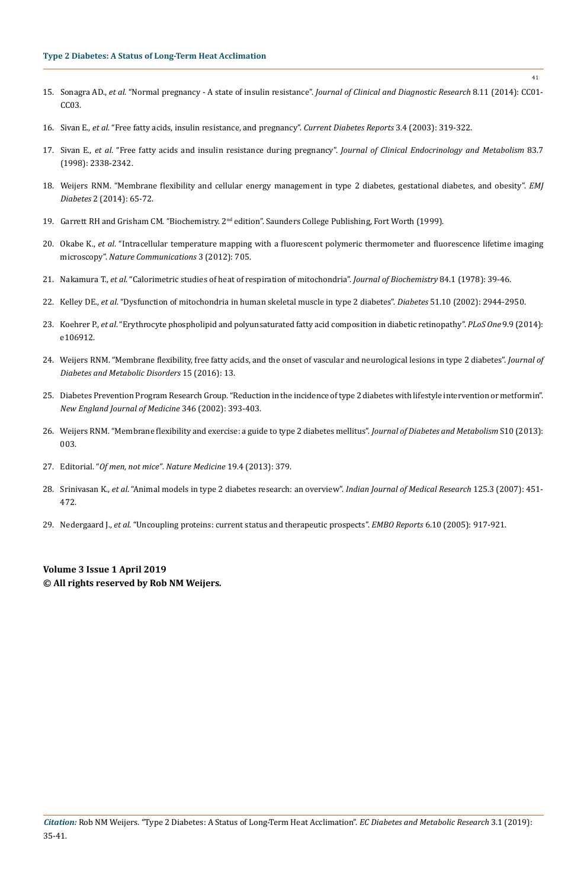15. Sonagra AD., *et al.* "Normal pregnancy - A state of insulin resistance". *Journal of Clinical and Diagnostic Research* 8.11 (2014): CC01-CC03.

16. Sivan E., *et al.* "Free fatty acids, insulin resistance, and pregnancy". *Current Diabetes Reports* 3.4 (2003): 319-322.

17. Sivan E., *et al.* "Free fatty acids and insulin resistance during pregnancy". *Journal of Clinical Endocrinology and Metabolism* 83.7 (1998): 2338-2342.

18. Weijers RNM. "Membrane flexibility and cellular energy management in type 2 diabetes, gestational diabetes, and obesity". *EMJ Diabetes* 2 (2014): 65-72.

19. Garrett RH and Grisham CM. "Biochemistry. 2nd edition". Saunders College Publishing, Fort Worth (1999).

20. Okabe K., *et al.* "Intracellular temperature mapping with a fluorescent polymeric thermometer and fluorescence lifetime imaging microscopy". *Nature Communications* 3 (2012): 705.

21. Nakamura T., *et al.* "Calorimetric studies of heat of respiration of mitochondria". *Journal of Biochemistry* 84.1 (1978): 39-46.

22. Kelley DE., *et al.* "Dysfunction of mitochondria in human skeletal muscle in type 2 diabetes". *Diabetes* 51.10 (2002): 2944-2950.

23. Koehrer P., *et al.* "Erythrocyte phospholipid and polyunsaturated fatty acid composition in diabetic retinopathy". *PLoS One* 9.9 (2014): e106912.

24. Weijers RNM. "Membrane flexibility, free fatty acids, and the onset of vascular and neurological lesions in type 2 diabetes". *Journal of Diabetes and Metabolic Disorders* 15 (2016): 13.

25. Diabetes Prevention Program Research Group. "Reduction in the incidence of type 2 diabetes with lifestyle intervention or metformin". *New England Journal of Medicine* 346 (2002): 393-403.

26. Weijers RNM. "Membrane flexibility and exercise: a guide to type 2 diabetes mellitus". *Journal of Diabetes and Metabolism* S10 (2013): 003.

27. Editorial. "*Of men, not mice*". *Nature Medicine* 19.4 (2013): 379.

28. Srinivasan K., *et al.* "Animal models in type 2 diabetes research: an overview". *Indian Journal of Medical Research* 125.3 (2007): 451-472.

29. Nedergaard J., *et al.* "Uncoupling proteins: current status and therapeutic prospects". *EMBO Reports* 6.10 (2005): 917-921.

**Volume 3 Issue 1 April 2019**
**© All rights reserved by Rob NM Weijers.**